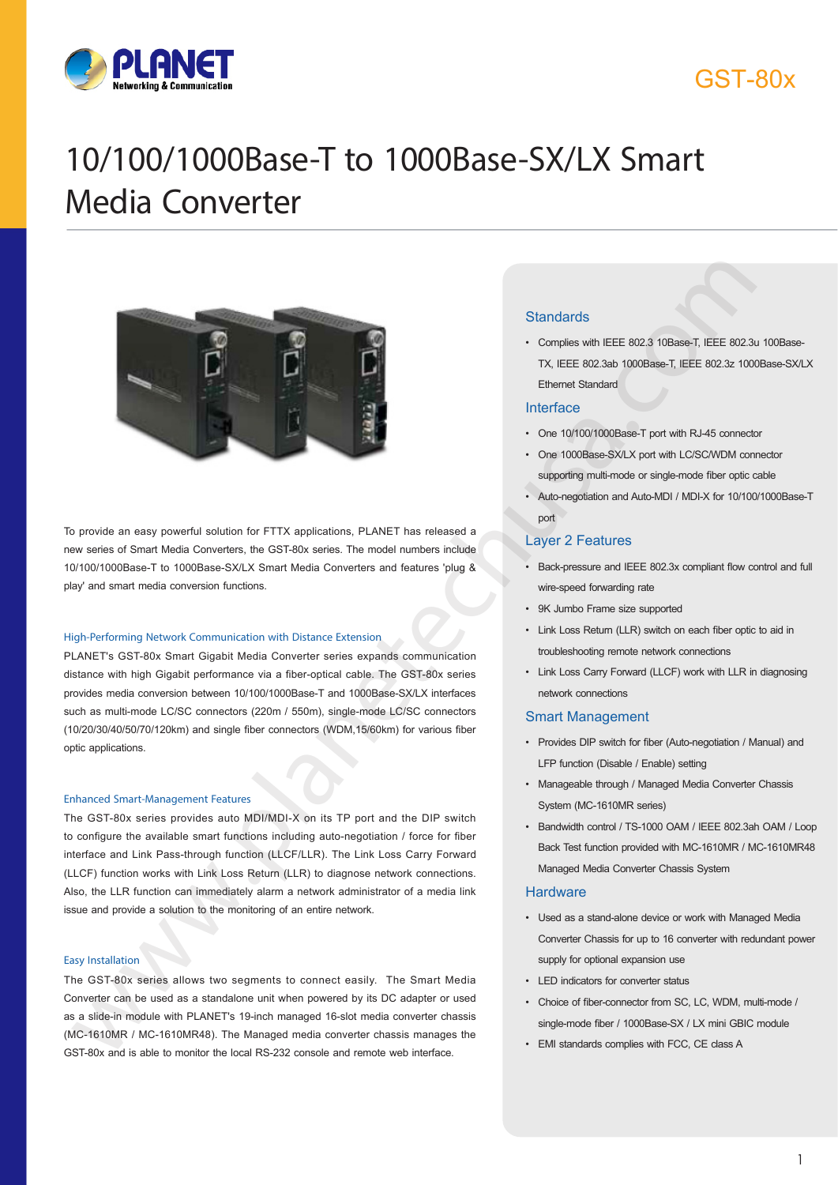PLANET Networking & Communication

GST-80x

# 10/100/1000Base-T to 1000Base-SX/LX Smart Media Converter

To provide an easy powerful solution for FTTX applications, PLANET has released a new series of Smart Media Converters, the GST-80x series. The model numbers include 10/100/1000Base-T to 1000Base-SX/LX Smart Media Converters and features 'plug & play' and smart media conversion functions.

### High-Performing Network Communication with Distance Extension

PLANET's GST-80x Smart Gigabit Media Converter series expands communication distance with high Gigabit performance via a fiber-optical cable. The GST-80x series provides media conversion between 10/100/1000Base-T and 1000Base-SX/LX interfaces such as multi-mode LC/SC connectors (220m / 550m), single-mode LC/SC connectors (10/20/30/40/50/70/120km) and single fiber connectors (WDM,15/60km) for various fiber optic applications.

### Enhanced Smart-Management Features

The GST-80x series provides auto MDI/MDI-X on its TP port and the DIP switch to configure the available smart functions including auto-negotiation / force for fiber interface and Link Pass-through function (LLCF/LLR). The Link Loss Carry Forward (LLCF) function works with Link Loss Return (LLR) to diagnose network connections. Also, the LLR function can immediately alarm a network administrator of a media link issue and provide a solution to the monitoring of an entire network.

### Easy Installation

The GST-80x series allows two segments to connect easily. The Smart Media Converter can be used as a standalone unit when powered by its DC adapter or used as a slide-in module with PLANET's 19-inch managed 16-slot media converter chassis (MC-1610MR / MC-1610MR48). The Managed media converter chassis manages the GST-80x and is able to monitor the local RS-232 console and remote web interface.

## Standards

- Complies with IEEE 802.3 10Base-T, IEEE 802.3u 100Base-TX, IEEE 802.3ab 1000Base-T, IEEE 802.3z 1000Base-SX/LX Ethernet Standard

## Interface

- One 10/100/1000Base-T port with RJ-45 connector
- One 1000Base-SX/LX port with LC/SC/WDM connector supporting multi-mode or single-mode fiber optic cable
- Auto-negotiation and Auto-MDI / MDI-X for 10/100/1000Base-T port

## Layer 2 Features

- Back-pressure and IEEE 802.3x compliant flow control and full wire-speed forwarding rate
- 9K Jumbo Frame size supported
- Link Loss Return (LLR) switch on each fiber optic to aid in troubleshooting remote network connections
- Link Loss Carry Forward (LLCF) work with LLR in diagnosing network connections

## Smart Management

- Provides DIP switch for fiber (Auto-negotiation / Manual) and LFP function (Disable / Enable) setting
- Manageable through / Managed Media Converter Chassis System (MC-1610MR series)
- Bandwidth control / TS-1000 OAM / IEEE 802.3ah OAM / Loop Back Test function provided with MC-1610MR / MC-1610MR48 Managed Media Converter Chassis System

## Hardware

- Used as a stand-alone device or work with Managed Media Converter Chassis for up to 16 converter with redundant power supply for optional expansion use
- LED indicators for converter status
- Choice of fiber-connector from SC, LC, WDM, multi-mode / single-mode fiber / 1000Base-SX / LX mini GBIC module
- EMI standards complies with FCC, CE class A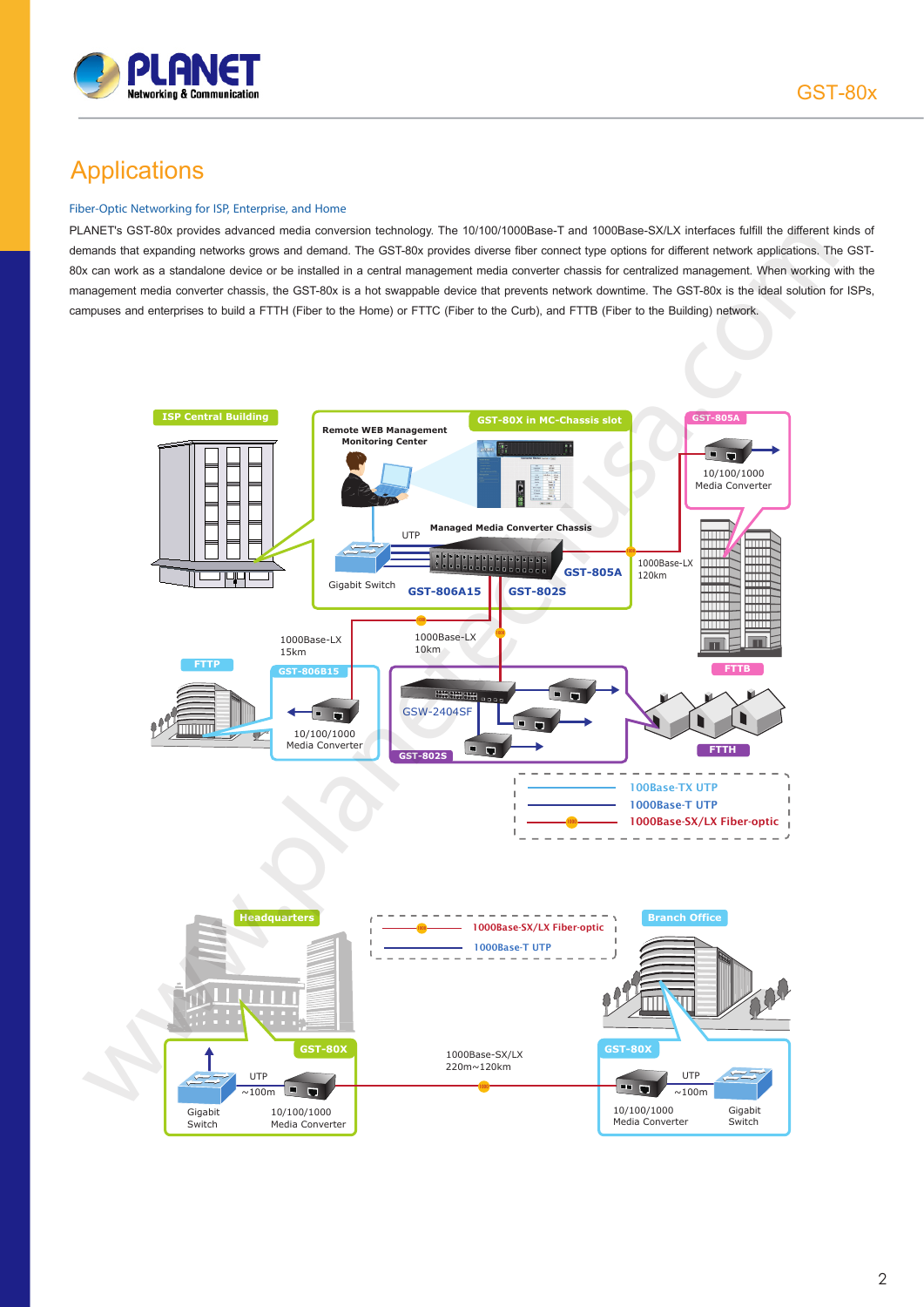# Applications

## Fiber-Optic Networking for ISP, Enterprise, and Home

PLANET's GST-80x provides advanced media conversion technology. The 10/100/1000Base-T and 1000Base-SX/LX interfaces fulfill the different kinds of demands that expanding networks grows and demand. The GST-80x provides diverse fiber connect type options for different network applications. The GST-80x can work as a standalone device or be installed in a central management media converter chassis for centralized management. When working with the management media converter chassis, the GST-80x is a hot swappable device that prevents network downtime. The GST-80x is the ideal solution for ISPs, campuses and enterprises to build a FTTH (Fiber to the Home) or FTTC (Fiber to the Curb), and FTTB (Fiber to the Building) network.

ISP Central Building | Remote WEB Management Monitoring Center | GST-80X in MC-Chassis slot | GST-805A | 10/100/1000 Media Converter | Managed Media Converter Chassis | UTP | Gigabit Switch | GST-806A15 | GST-802S | GST-805A | 1000Base-LX 120km | 1000Base-LX 15km | 1000Base-LX 10km | FTTP | GST-806B15 | 10/100/1000 Media Converter | GSW-2404SF | GST-802S | FTTB | FTTH

100Base-TX UTP
1000Base-T UTP
1000Base-SX/LX Fiber-optic

Headquarters | GST-80X | Gigabit Switch | UTP ~100m | 10/100/1000 Media Converter | 1000Base-SX/LX 220m~120km | Branch Office | GST-80X | 10/100/1000 Media Converter | UTP ~100m | Gigabit Switch

1000Base-SX/LX Fiber-optic
1000Base-T UTP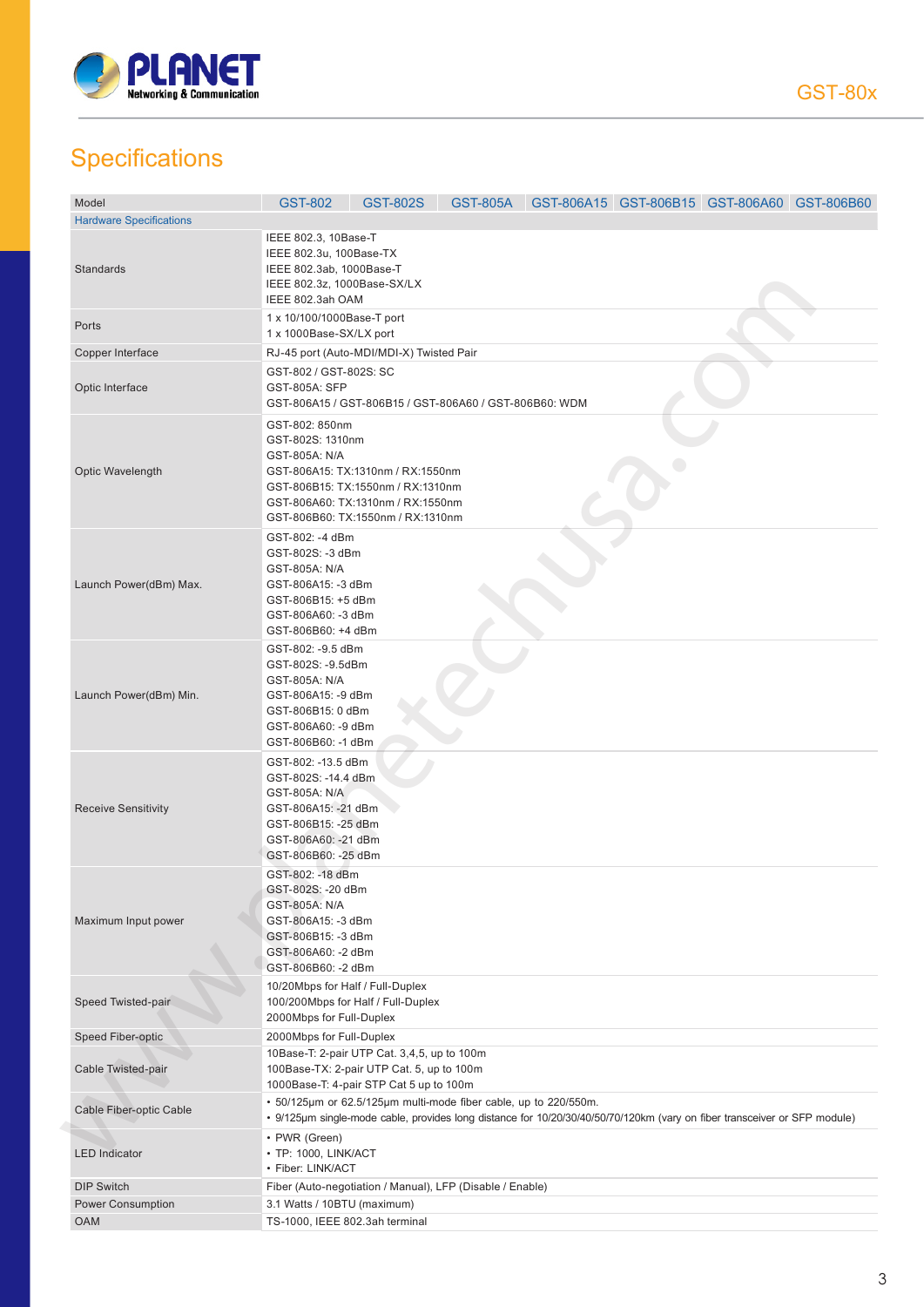## Specifications

| Model | GST-802 | GST-802S | GST-805A | GST-806A15 | GST-806B15 | GST-806A60 | GST-806B60 |
|---|---|---|---|---|---|---|---|
| **Hardware Specifications** | | | | | | | |
| Standards | IEEE 802.3, 10Base-T<br>IEEE 802.3u, 100Base-TX<br>IEEE 802.3ab, 1000Base-T<br>IEEE 802.3z, 1000Base-SX/LX<br>IEEE 802.3ah OAM | | | | | | |
| Ports | 1 x 10/100/1000Base-T port<br>1 x 1000Base-SX/LX port | | | | | | |
| Copper Interface | RJ-45 port (Auto-MDI/MDI-X) Twisted Pair | | | | | | |
| Optic Interface | GST-802 / GST-802S: SC<br>GST-805A: SFP<br>GST-806A15 / GST-806B15 / GST-806A60 / GST-806B60: WDM | | | | | | |
| Optic Wavelength | GST-802: 850nm<br>GST-802S: 1310nm<br>GST-805A: N/A<br>GST-806A15: TX:1310nm / RX:1550nm<br>GST-806B15: TX:1550nm / RX:1310nm<br>GST-806A60: TX:1310nm / RX:1550nm<br>GST-806B60: TX:1550nm / RX:1310nm | | | | | | |
| Launch Power(dBm) Max. | GST-802: -4 dBm<br>GST-802S: -3 dBm<br>GST-805A: N/A<br>GST-806A15: -3 dBm<br>GST-806B15: +5 dBm<br>GST-806A60: -3 dBm<br>GST-806B60: +4 dBm | | | | | | |
| Launch Power(dBm) Min. | GST-802: -9.5 dBm<br>GST-802S: -9.5dBm<br>GST-805A: N/A<br>GST-806A15: -9 dBm<br>GST-806B15: 0 dBm<br>GST-806A60: -9 dBm<br>GST-806B60: -1 dBm | | | | | | |
| Receive Sensitivity | GST-802: -13.5 dBm<br>GST-802S: -14.4 dBm<br>GST-805A: N/A<br>GST-806A15: -21 dBm<br>GST-806B15: -25 dBm<br>GST-806A60: -21 dBm<br>GST-806B60: -25 dBm | | | | | | |
| Maximum Input power | GST-802: -18 dBm<br>GST-802S: -20 dBm<br>GST-805A: N/A<br>GST-806A15: -3 dBm<br>GST-806B15: -3 dBm<br>GST-806A60: -2 dBm<br>GST-806B60: -2 dBm | | | | | | |
| Speed Twisted-pair | 10/20Mbps for Half / Full-Duplex<br>100/200Mbps for Half / Full-Duplex<br>2000Mbps for Full-Duplex | | | | | | |
| Speed Fiber-optic | 2000Mbps for Full-Duplex | | | | | | |
| Cable Twisted-pair | 10Base-T: 2-pair UTP Cat. 3,4,5, up to 100m<br>100Base-TX: 2-pair UTP Cat. 5, up to 100m<br>1000Base-T: 4-pair STP Cat 5 up to 100m | | | | | | |
| Cable Fiber-optic Cable | • 50/125µm or 62.5/125µm multi-mode fiber cable, up to 220/550m.<br>• 9/125µm single-mode cable, provides long distance for 10/20/30/40/50/70/120km (vary on fiber transceiver or SFP module) | | | | | | |
| LED Indicator | • PWR (Green)<br>• TP: 1000, LINK/ACT<br>• Fiber: LINK/ACT | | | | | | |
| DIP Switch | Fiber (Auto-negotiation / Manual), LFP (Disable / Enable) | | | | | | |
| Power Consumption | 3.1 Watts / 10BTU (maximum) | | | | | | |
| OAM | TS-1000, IEEE 802.3ah terminal | | | | | | |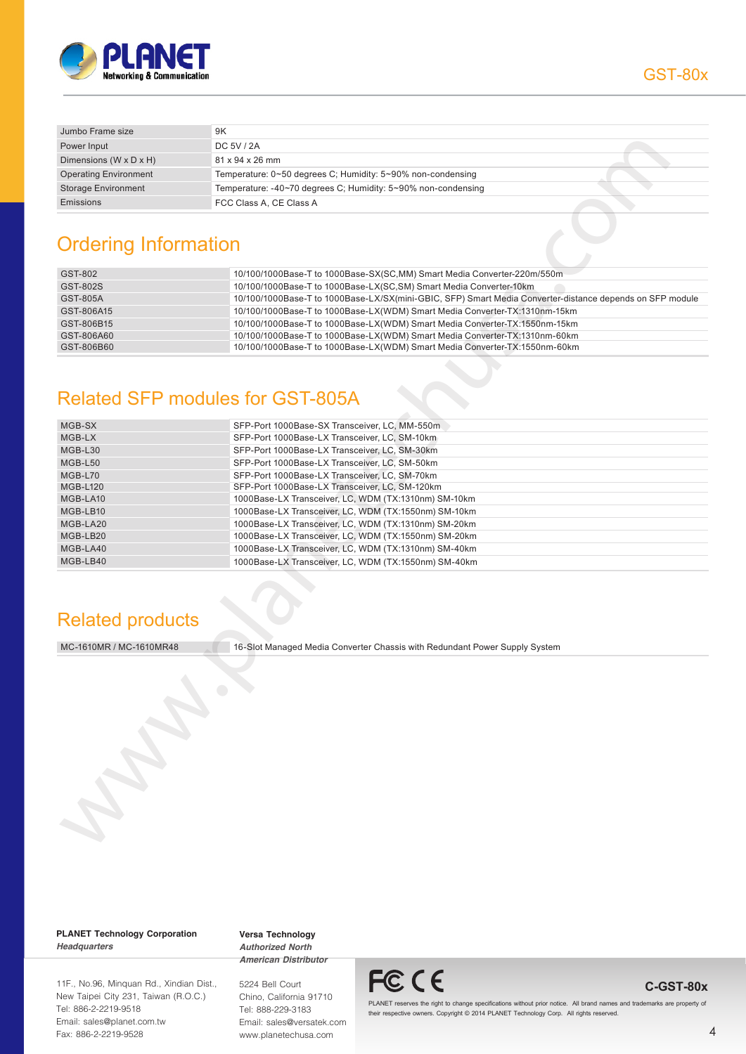| | |
|---|---|
| Jumbo Frame size | 9K |
| Power Input | DC 5V / 2A |
| Dimensions (W x D x H) | 81 x 94 x 26 mm |
| Operating Environment | Temperature: 0~50 degrees C; Humidity: 5~90% non-condensing |
| Storage Environment | Temperature: -40~70 degrees C; Humidity: 5~90% non-condensing |
| Emissions | FCC Class A, CE Class A |

## Ordering Information

| | |
|---|---|
| GST-802 | 10/100/1000Base-T to 1000Base-SX(SC,MM) Smart Media Converter-220m/550m |
| GST-802S | 10/100/1000Base-T to 1000Base-LX(SC,SM) Smart Media Converter-10km |
| GST-805A | 10/100/1000Base-T to 1000Base-LX/SX(mini-GBIC, SFP) Smart Media Converter-distance depends on SFP module |
| GST-806A15 | 10/100/1000Base-T to 1000Base-LX(WDM) Smart Media Converter-TX:1310nm-15km |
| GST-806B15 | 10/100/1000Base-T to 1000Base-LX(WDM) Smart Media Converter-TX:1550nm-15km |
| GST-806A60 | 10/100/1000Base-T to 1000Base-LX(WDM) Smart Media Converter-TX:1310nm-60km |
| GST-806B60 | 10/100/1000Base-T to 1000Base-LX(WDM) Smart Media Converter-TX:1550nm-60km |

## Related SFP modules for GST-805A

| | |
|---|---|
| MGB-SX | SFP-Port 1000Base-SX Transceiver, LC, MM-550m |
| MGB-LX | SFP-Port 1000Base-LX Transceiver, LC, SM-10km |
| MGB-L30 | SFP-Port 1000Base-LX Transceiver, LC, SM-30km |
| MGB-L50 | SFP-Port 1000Base-LX Transceiver, LC, SM-50km |
| MGB-L70 | SFP-Port 1000Base-LX Transceiver, LC, SM-70km |
| MGB-L120 | SFP-Port 1000Base-LX Transceiver, LC, SM-120km |
| MGB-LA10 | 1000Base-LX Transceiver, LC, WDM (TX:1310nm) SM-10km |
| MGB-LB10 | 1000Base-LX Transceiver, LC, WDM (TX:1550nm) SM-10km |
| MGB-LA20 | 1000Base-LX Transceiver, LC, WDM (TX:1310nm) SM-20km |
| MGB-LB20 | 1000Base-LX Transceiver, LC, WDM (TX:1550nm) SM-20km |
| MGB-LA40 | 1000Base-LX Transceiver, LC, WDM (TX:1310nm) SM-40km |
| MGB-LB40 | 1000Base-LX Transceiver, LC, WDM (TX:1550nm) SM-40km |

## Related products

| | |
|---|---|
| MC-1610MR / MC-1610MR48 | 16-Slot Managed Media Converter Chassis with Redundant Power Supply System |

**PLANET Technology Corporation**
***Headquarters***

11F., No.96, Minquan Rd., Xindian Dist.,
New Taipei City 231, Taiwan (R.O.C.)
Tel: 886-2-2219-9518
Email: sales@planet.com.tw
Fax: 886-2-2219-9528

**Versa Technology**
***Authorized North American Distributor***

5224 Bell Court
Chino, California 91710
Tel: 888-229-3183
Email: sales@versatek.com
www.planetechusa.com

**C-GST-80x**

PLANET reserves the right to change specifications without prior notice. All brand names and trademarks are property of their respective owners. Copyright © 2014 PLANET Technology Corp. All rights reserved.